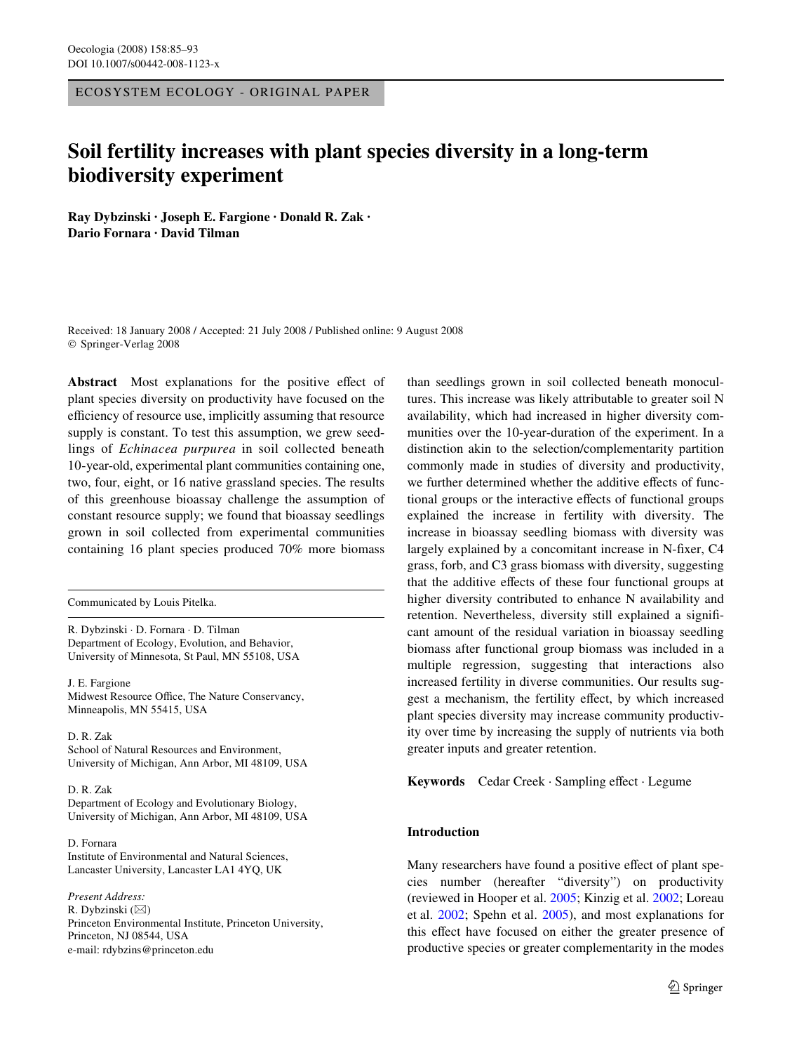ECOSYSTEM ECOLOGY - ORIGINAL PAPER

# Soil fertility increases with plant species diversity in a long-term biodiversity experiment

**Ray Dybzinski · Joseph E. Fargione · Donald R. Zak · Dario Fornara · David Tilman**

Received: 18 January 2008 / Accepted: 21 July 2008 / Published online: 9 August 2008
© Springer-Verlag 2008

**Abstract** Most explanations for the positive effect of plant species diversity on productivity have focused on the efficiency of resource use, implicitly assuming that resource supply is constant. To test this assumption, we grew seedlings of *Echinacea purpurea* in soil collected beneath 10-year-old, experimental plant communities containing one, two, four, eight, or 16 native grassland species. The results of this greenhouse bioassay challenge the assumption of constant resource supply; we found that bioassay seedlings grown in soil collected from experimental communities containing 16 plant species produced 70% more biomass than seedlings grown in soil collected beneath monocultures. This increase was likely attributable to greater soil N availability, which had increased in higher diversity communities over the 10-year-duration of the experiment. In a distinction akin to the selection/complementarity partition commonly made in studies of diversity and productivity, we further determined whether the additive effects of functional groups or the interactive effects of functional groups explained the increase in fertility with diversity. The increase in bioassay seedling biomass with diversity was largely explained by a concomitant increase in N-fixer, C4 grass, forb, and C3 grass biomass with diversity, suggesting that the additive effects of these four functional groups at higher diversity contributed to enhance N availability and retention. Nevertheless, diversity still explained a significant amount of the residual variation in bioassay seedling biomass after functional group biomass was included in a multiple regression, suggesting that interactions also increased fertility in diverse communities. Our results suggest a mechanism, the fertility effect, by which increased plant species diversity may increase community productivity over time by increasing the supply of nutrients via both greater inputs and greater retention.

**Keywords** Cedar Creek · Sampling effect · Legume

Communicated by Louis Pitelka.

R. Dybzinski · D. Fornara · D. Tilman
Department of Ecology, Evolution, and Behavior, University of Minnesota, St Paul, MN 55108, USA

J. E. Fargione
Midwest Resource Office, The Nature Conservancy, Minneapolis, MN 55415, USA

D. R. Zak
School of Natural Resources and Environment, University of Michigan, Ann Arbor, MI 48109, USA

D. R. Zak
Department of Ecology and Evolutionary Biology, University of Michigan, Ann Arbor, MI 48109, USA

D. Fornara
Institute of Environmental and Natural Sciences, Lancaster University, Lancaster LA1 4YQ, UK

*Present Address:*
R. Dybzinski (✉)
Princeton Environmental Institute, Princeton University, Princeton, NJ 08544, USA
e-mail: rdybzins@princeton.edu

## Introduction

Many researchers have found a positive effect of plant species number (hereafter "diversity") on productivity (reviewed in Hooper et al. 2005; Kinzig et al. 2002; Loreau et al. 2002; Spehn et al. 2005), and most explanations for this effect have focused on either the greater presence of productive species or greater complementarity in the modes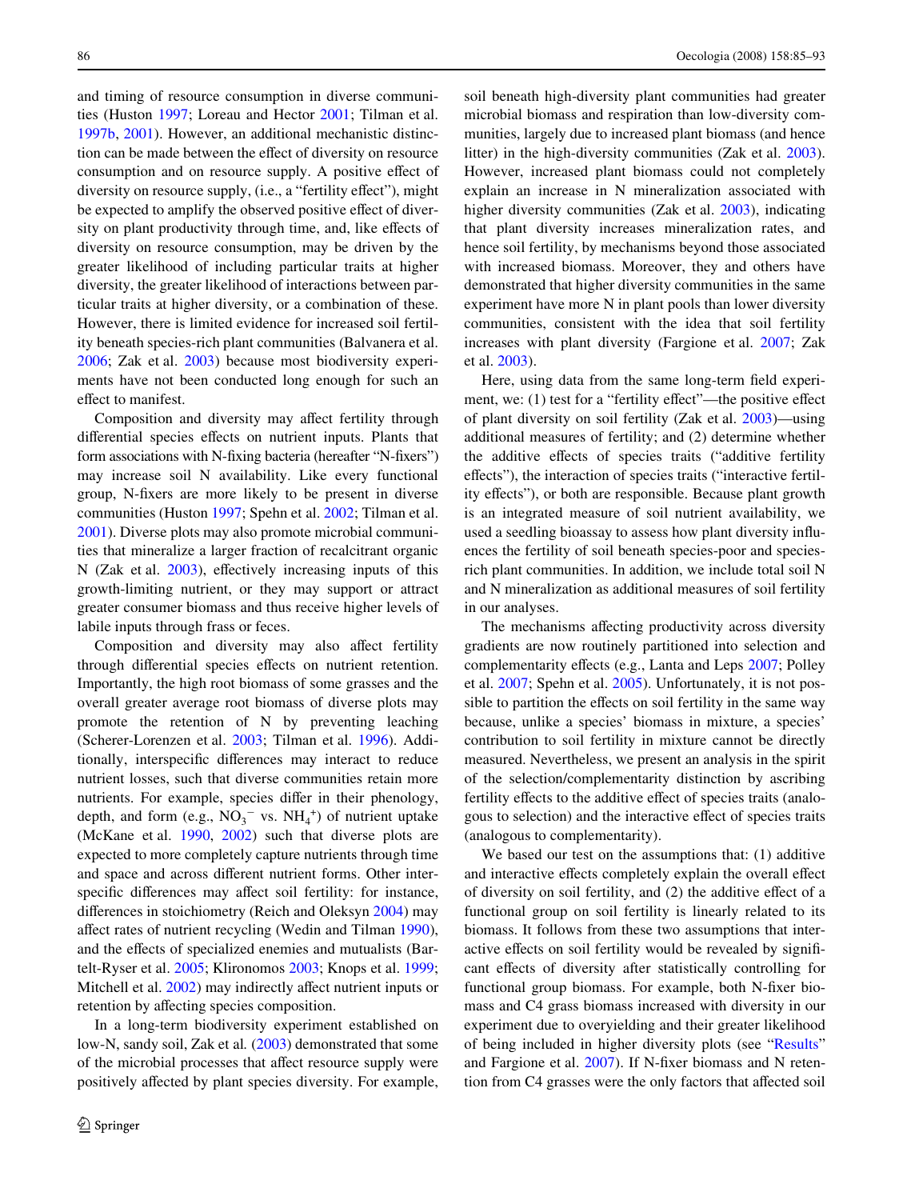and timing of resource consumption in diverse communities (Huston 1997; Loreau and Hector 2001; Tilman et al. 1997b, 2001). However, an additional mechanistic distinction can be made between the effect of diversity on resource consumption and on resource supply. A positive effect of diversity on resource supply, (i.e., a "fertility effect"), might be expected to amplify the observed positive effect of diversity on plant productivity through time, and, like effects of diversity on resource consumption, may be driven by the greater likelihood of including particular traits at higher diversity, the greater likelihood of interactions between particular traits at higher diversity, or a combination of these. However, there is limited evidence for increased soil fertility beneath species-rich plant communities (Balvanera et al. 2006; Zak et al. 2003) because most biodiversity experiments have not been conducted long enough for such an effect to manifest.

Composition and diversity may affect fertility through differential species effects on nutrient inputs. Plants that form associations with N-fixing bacteria (hereafter "N-fixers") may increase soil N availability. Like every functional group, N-fixers are more likely to be present in diverse communities (Huston 1997; Spehn et al. 2002; Tilman et al. 2001). Diverse plots may also promote microbial communities that mineralize a larger fraction of recalcitrant organic N (Zak et al. 2003), effectively increasing inputs of this growth-limiting nutrient, or they may support or attract greater consumer biomass and thus receive higher levels of labile inputs through frass or feces.

Composition and diversity may also affect fertility through differential species effects on nutrient retention. Importantly, the high root biomass of some grasses and the overall greater average root biomass of diverse plots may promote the retention of N by preventing leaching (Scherer-Lorenzen et al. 2003; Tilman et al. 1996). Additionally, interspecific differences may interact to reduce nutrient losses, such that diverse communities retain more nutrients. For example, species differ in their phenology, depth, and form (e.g., $NO_3^-$ vs. $NH_4^+$) of nutrient uptake (McKane et al. 1990, 2002) such that diverse plots are expected to more completely capture nutrients through time and space and across different nutrient forms. Other interspecific differences may affect soil fertility: for instance, differences in stoichiometry (Reich and Oleksyn 2004) may affect rates of nutrient recycling (Wedin and Tilman 1990), and the effects of specialized enemies and mutualists (Bartelt-Ryser et al. 2005; Klironomos 2003; Knops et al. 1999; Mitchell et al. 2002) may indirectly affect nutrient inputs or retention by affecting species composition.

In a long-term biodiversity experiment established on low-N, sandy soil, Zak et al. (2003) demonstrated that some of the microbial processes that affect resource supply were positively affected by plant species diversity. For example, soil beneath high-diversity plant communities had greater microbial biomass and respiration than low-diversity communities, largely due to increased plant biomass (and hence litter) in the high-diversity communities (Zak et al. 2003). However, increased plant biomass could not completely explain an increase in N mineralization associated with higher diversity communities (Zak et al. 2003), indicating that plant diversity increases mineralization rates, and hence soil fertility, by mechanisms beyond those associated with increased biomass. Moreover, they and others have demonstrated that higher diversity communities in the same experiment have more N in plant pools than lower diversity communities, consistent with the idea that soil fertility increases with plant diversity (Fargione et al. 2007; Zak et al. 2003).

Here, using data from the same long-term field experiment, we: (1) test for a "fertility effect"—the positive effect of plant diversity on soil fertility (Zak et al. 2003)—using additional measures of fertility; and (2) determine whether the additive effects of species traits ("additive fertility effects"), the interaction of species traits ("interactive fertility effects"), or both are responsible. Because plant growth is an integrated measure of soil nutrient availability, we used a seedling bioassay to assess how plant diversity influences the fertility of soil beneath species-poor and species-rich plant communities. In addition, we include total soil N and N mineralization as additional measures of soil fertility in our analyses.

The mechanisms affecting productivity across diversity gradients are now routinely partitioned into selection and complementarity effects (e.g., Lanta and Leps 2007; Polley et al. 2007; Spehn et al. 2005). Unfortunately, it is not possible to partition the effects on soil fertility in the same way because, unlike a species' biomass in mixture, a species' contribution to soil fertility in mixture cannot be directly measured. Nevertheless, we present an analysis in the spirit of the selection/complementarity distinction by ascribing fertility effects to the additive effect of species traits (analogous to selection) and the interactive effect of species traits (analogous to complementarity).

We based our test on the assumptions that: (1) additive and interactive effects completely explain the overall effect of diversity on soil fertility, and (2) the additive effect of a functional group on soil fertility is linearly related to its biomass. It follows from these two assumptions that interactive effects on soil fertility would be revealed by significant effects of diversity after statistically controlling for functional group biomass. For example, both N-fixer biomass and C4 grass biomass increased with diversity in our experiment due to overyielding and their greater likelihood of being included in higher diversity plots (see "Results" and Fargione et al. 2007). If N-fixer biomass and N retention from C4 grasses were the only factors that affected soil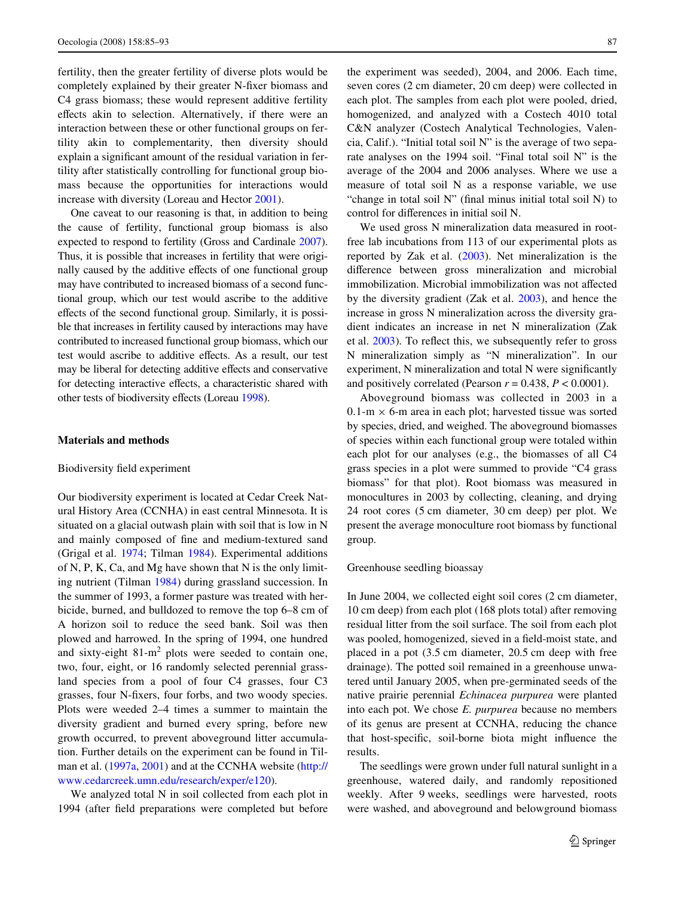fertility, then the greater fertility of diverse plots would be completely explained by their greater N-fixer biomass and C4 grass biomass; these would represent additive fertility effects akin to selection. Alternatively, if there were an interaction between these or other functional groups on fertility akin to complementarity, then diversity should explain a significant amount of the residual variation in fertility after statistically controlling for functional group biomass because the opportunities for interactions would increase with diversity (Loreau and Hector 2001).

One caveat to our reasoning is that, in addition to being the cause of fertility, functional group biomass is also expected to respond to fertility (Gross and Cardinale 2007). Thus, it is possible that increases in fertility that were originally caused by the additive effects of one functional group may have contributed to increased biomass of a second functional group, which our test would ascribe to the additive effects of the second functional group. Similarly, it is possible that increases in fertility caused by interactions may have contributed to increased functional group biomass, which our test would ascribe to additive effects. As a result, our test may be liberal for detecting additive effects and conservative for detecting interactive effects, a characteristic shared with other tests of biodiversity effects (Loreau 1998).

## Materials and methods

### Biodiversity field experiment

Our biodiversity experiment is located at Cedar Creek Natural History Area (CCNHA) in east central Minnesota. It is situated on a glacial outwash plain with soil that is low in N and mainly composed of fine and medium-textured sand (Grigal et al. 1974; Tilman 1984). Experimental additions of N, P, K, Ca, and Mg have shown that N is the only limiting nutrient (Tilman 1984) during grassland succession. In the summer of 1993, a former pasture was treated with herbicide, burned, and bulldozed to remove the top 6–8 cm of A horizon soil to reduce the seed bank. Soil was then plowed and harrowed. In the spring of 1994, one hundred and sixty-eight 81-m$^2$ plots were seeded to contain one, two, four, eight, or 16 randomly selected perennial grassland species from a pool of four C4 grasses, four C3 grasses, four N-fixers, four forbs, and two woody species. Plots were weeded 2–4 times a summer to maintain the diversity gradient and burned every spring, before new growth occurred, to prevent aboveground litter accumulation. Further details on the experiment can be found in Tilman et al. (1997a, 2001) and at the CCNHA website (http://www.cedarcreek.umn.edu/research/exper/e120).

We analyzed total N in soil collected from each plot in 1994 (after field preparations were completed but before the experiment was seeded), 2004, and 2006. Each time, seven cores (2 cm diameter, 20 cm deep) were collected in each plot. The samples from each plot were pooled, dried, homogenized, and analyzed with a Costech 4010 total C&N analyzer (Costech Analytical Technologies, Valencia, Calif.). "Initial total soil N" is the average of two separate analyses on the 1994 soil. "Final total soil N" is the average of the 2004 and 2006 analyses. Where we use a measure of total soil N as a response variable, we use "change in total soil N" (final minus initial total soil N) to control for differences in initial soil N.

We used gross N mineralization data measured in root-free lab incubations from 113 of our experimental plots as reported by Zak et al. (2003). Net N mineralization is the difference between gross mineralization and microbial immobilization. Microbial immobilization was not affected by the diversity gradient (Zak et al. 2003), and hence the increase in gross N mineralization across the diversity gradient indicates an increase in net N mineralization (Zak et al. 2003). To reflect this, we subsequently refer to gross N mineralization simply as "N mineralization". In our experiment, N mineralization and total N were significantly and positively correlated (Pearson $r = 0.438$, $P < 0.0001$).

Aboveground biomass was collected in 2003 in a 0.1-m × 6-m area in each plot; harvested tissue was sorted by species, dried, and weighed. The aboveground biomasses of species within each functional group were totaled within each plot for our analyses (e.g., the biomasses of all C4 grass species in a plot were summed to provide "C4 grass biomass" for that plot). Root biomass was measured in monocultures in 2003 by collecting, cleaning, and drying 24 root cores (5 cm diameter, 30 cm deep) per plot. We present the average monoculture root biomass by functional group.

### Greenhouse seedling bioassay

In June 2004, we collected eight soil cores (2 cm diameter, 10 cm deep) from each plot (168 plots total) after removing residual litter from the soil surface. The soil from each plot was pooled, homogenized, sieved in a field-moist state, and placed in a pot (3.5 cm diameter, 20.5 cm deep with free drainage). The potted soil remained in a greenhouse unwatered until January 2005, when pre-germinated seeds of the native prairie perennial *Echinacea purpurea* were planted into each pot. We chose *E. purpurea* because no members of its genus are present at CCNHA, reducing the chance that host-specific, soil-borne biota might influence the results.

The seedlings were grown under full natural sunlight in a greenhouse, watered daily, and randomly repositioned weekly. After 9 weeks, seedlings were harvested, roots were washed, and aboveground and belowground biomass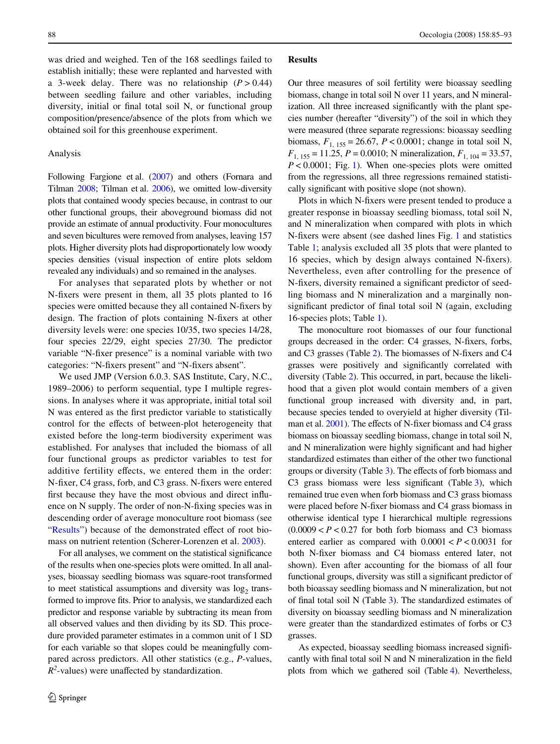was dried and weighed. Ten of the 168 seedlings failed to establish initially; these were replanted and harvested with a 3-week delay. There was no relationship ($P > 0.44$) between seedling failure and other variables, including diversity, initial or final total soil N, or functional group composition/presence/absence of the plots from which we obtained soil for this greenhouse experiment.

### Analysis

Following Fargione et al. (2007) and others (Fornara and Tilman 2008; Tilman et al. 2006), we omitted low-diversity plots that contained woody species because, in contrast to our other functional groups, their aboveground biomass did not provide an estimate of annual productivity. Four monocultures and seven bicultures were removed from analyses, leaving 157 plots. Higher diversity plots had disproportionately low woody species densities (visual inspection of entire plots seldom revealed any individuals) and so remained in the analyses.

For analyses that separated plots by whether or not N-fixers were present in them, all 35 plots planted to 16 species were omitted because they all contained N-fixers by design. The fraction of plots containing N-fixers at other diversity levels were: one species 10/35, two species 14/28, four species 22/29, eight species 27/30. The predictor variable "N-fixer presence" is a nominal variable with two categories: "N-fixers present" and "N-fixers absent".

We used JMP (Version 6.0.3. SAS Institute, Cary, N.C., 1989–2006) to perform sequential, type I multiple regressions. In analyses where it was appropriate, initial total soil N was entered as the first predictor variable to statistically control for the effects of between-plot heterogeneity that existed before the long-term biodiversity experiment was established. For analyses that included the biomass of all four functional groups as predictor variables to test for additive fertility effects, we entered them in the order: N-fixer, C4 grass, forb, and C3 grass. N-fixers were entered first because they have the most obvious and direct influence on N supply. The order of non-N-fixing species was in descending order of average monoculture root biomass (see "Results") because of the demonstrated effect of root biomass on nutrient retention (Scherer-Lorenzen et al. 2003).

For all analyses, we comment on the statistical significance of the results when one-species plots were omitted. In all analyses, bioassay seedling biomass was square-root transformed to meet statistical assumptions and diversity was $\log_2$ transformed to improve fits. Prior to analysis, we standardized each predictor and response variable by subtracting its mean from all observed values and then dividing by its SD. This procedure provided parameter estimates in a common unit of 1 SD for each variable so that slopes could be meaningfully compared across predictors. All other statistics (e.g., $P$-values, $R^2$-values) were unaffected by standardization.

## Results

Our three measures of soil fertility were bioassay seedling biomass, change in total soil N over 11 years, and N mineralization. All three increased significantly with the plant species number (hereafter "diversity") of the soil in which they were measured (three separate regressions: bioassay seedling biomass, $F_{1, 155} = 26.67$, $P < 0.0001$; change in total soil N, $F_{1, 155} = 11.25$, $P = 0.0010$; N mineralization, $F_{1, 104} = 33.57$, $P < 0.0001$; Fig. 1). When one-species plots were omitted from the regressions, all three regressions remained statistically significant with positive slope (not shown).

Plots in which N-fixers were present tended to produce a greater response in bioassay seedling biomass, total soil N, and N mineralization when compared with plots in which N-fixers were absent (see dashed lines Fig. 1 and statistics Table 1; analysis excluded all 35 plots that were planted to 16 species, which by design always contained N-fixers). Nevertheless, even after controlling for the presence of N-fixers, diversity remained a significant predictor of seedling biomass and N mineralization and a marginally non-significant predictor of final total soil N (again, excluding 16-species plots; Table 1).

The monoculture root biomasses of our four functional groups decreased in the order: C4 grasses, N-fixers, forbs, and C3 grasses (Table 2). The biomasses of N-fixers and C4 grasses were positively and significantly correlated with diversity (Table 2). This occurred, in part, because the likelihood that a given plot would contain members of a given functional group increased with diversity and, in part, because species tended to overyield at higher diversity (Tilman et al. 2001). The effects of N-fixer biomass and C4 grass biomass on bioassay seedling biomass, change in total soil N, and N mineralization were highly significant and had higher standardized estimates than either of the other two functional groups or diversity (Table 3). The effects of forb biomass and C3 grass biomass were less significant (Table 3), which remained true even when forb biomass and C3 grass biomass were placed before N-fixer biomass and C4 grass biomass in otherwise identical type I hierarchical multiple regressions ($0.0009 < P < 0.27$ for both forb biomass and C3 biomass entered earlier as compared with $0.0001 < P < 0.0031$ for both N-fixer biomass and C4 biomass entered later, not shown). Even after accounting for the biomass of all four functional groups, diversity was still a significant predictor of both bioassay seedling biomass and N mineralization, but not of final total soil N (Table 3). The standardized estimates of diversity on bioassay seedling biomass and N mineralization were greater than the standardized estimates of forbs or C3 grasses.

As expected, bioassay seedling biomass increased significantly with final total soil N and N mineralization in the field plots from which we gathered soil (Table 4). Nevertheless,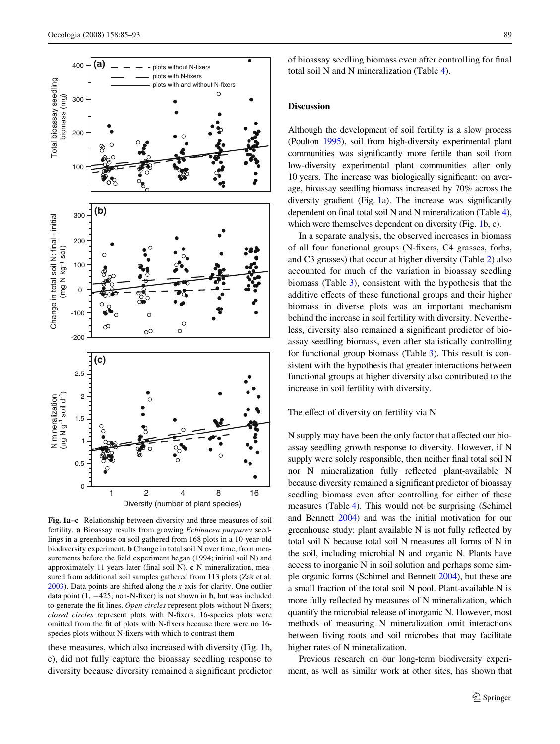**Fig. 1a–c** Relationship between diversity and three measures of soil fertility. **a** Bioassay results from growing *Echinacea purpurea* seedlings in a greenhouse on soil gathered from 168 plots in a 10-year-old biodiversity experiment. **b** Change in total soil N over time, from measurements before the field experiment began (1994; initial soil N) and approximately 11 years later (final soil N). **c** N mineralization, measured from additional soil samples gathered from 113 plots (Zak et al. 2003). Data points are shifted along the *x*-axis for clarity. One outlier data point (1, −425; non-N-fixer) is not shown in **b**, but was included to generate the fit lines. *Open circles* represent plots without N-fixers; *closed circles* represent plots with N-fixers. 16-species plots were omitted from the fit of plots with N-fixers because there were no 16-species plots without N-fixers with which to contrast them

these measures, which also increased with diversity (Fig. 1b, c), did not fully capture the bioassay seedling response to diversity because diversity remained a significant predictor of bioassay seedling biomass even after controlling for final total soil N and N mineralization (Table 4).

## Discussion

Although the development of soil fertility is a slow process (Poulton 1995), soil from high-diversity experimental plant communities was significantly more fertile than soil from low-diversity experimental plant communities after only 10 years. The increase was biologically significant: on average, bioassay seedling biomass increased by 70% across the diversity gradient (Fig. 1a). The increase was significantly dependent on final total soil N and N mineralization (Table 4), which were themselves dependent on diversity (Fig. 1b, c).

In a separate analysis, the observed increases in biomass of all four functional groups (N-fixers, C4 grasses, forbs, and C3 grasses) that occur at higher diversity (Table 2) also accounted for much of the variation in bioassay seedling biomass (Table 3), consistent with the hypothesis that the additive effects of these functional groups and their higher biomass in diverse plots was an important mechanism behind the increase in soil fertility with diversity. Nevertheless, diversity also remained a significant predictor of bioassay seedling biomass, even after statistically controlling for functional group biomass (Table 3). This result is consistent with the hypothesis that greater interactions between functional groups at higher diversity also contributed to the increase in soil fertility with diversity.

### The effect of diversity on fertility via N

N supply may have been the only factor that affected our bioassay seedling growth response to diversity. However, if N supply were solely responsible, then neither final total soil N nor N mineralization fully reflected plant-available N because diversity remained a significant predictor of bioassay seedling biomass even after controlling for either of these measures (Table 4). This would not be surprising (Schimel and Bennett 2004) and was the initial motivation for our greenhouse study: plant available N is not fully reflected by total soil N because total soil N measures all forms of N in the soil, including microbial N and organic N. Plants have access to inorganic N in soil solution and perhaps some simple organic forms (Schimel and Bennett 2004), but these are a small fraction of the total soil N pool. Plant-available N is more fully reflected by measures of N mineralization, which quantify the microbial release of inorganic N. However, most methods of measuring N mineralization omit interactions between living roots and soil microbes that may facilitate higher rates of N mineralization.

Previous research on our long-term biodiversity experiment, as well as similar work at other sites, has shown that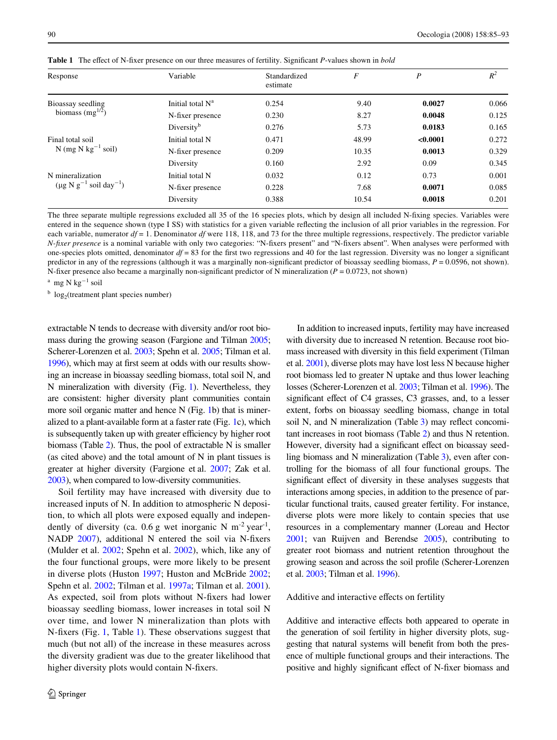**Table 1** The effect of N-fixer presence on our three measures of fertility. Significant *P*-values shown in *bold*

| Response | Variable | Standardized estimate | *F* | *P* | $R^2$ |
|---|---|---|---|---|---|
| Bioassay seedling biomass ($mg^{1/2}$) | Initial total N[a] | 0.254 | 9.40 | **0.0027** | 0.066 |
| | N-fixer presence | 0.230 | 8.27 | **0.0048** | 0.125 |
| | Diversity[b] | 0.276 | 5.73 | **0.0183** | 0.165 |
| Final total soil N (mg N $kg^{-1}$ soil) | Initial total N | 0.471 | 48.99 | **<0.0001** | 0.272 |
| | N-fixer presence | 0.209 | 10.35 | **0.0013** | 0.329 |
| | Diversity | 0.160 | 2.92 | 0.09 | 0.345 |
| N mineralization (μg N $g^{-1}$ soil $day^{-1}$) | Initial total N | 0.032 | 0.12 | 0.73 | 0.001 |
| | N-fixer presence | 0.228 | 7.68 | **0.0071** | 0.085 |
| | Diversity | 0.388 | 10.54 | **0.0018** | 0.201 |

The three separate multiple regressions excluded all 35 of the 16 species plots, which by design all included N-fixing species. Variables were entered in the sequence shown (type I SS) with statistics for a given variable reflecting the inclusion of all prior variables in the regression. For each variable, numerator *df* = 1. Denominator *df* were 118, 118, and 73 for the three multiple regressions, respectively. The predictor variable *N-fixer presence* is a nominal variable with only two categories: "N-fixers present" and "N-fixers absent". When analyses were performed with one-species plots omitted, denominator *df* = 83 for the first two regressions and 40 for the last regression. Diversity was no longer a significant predictor in any of the regressions (although it was a marginally non-significant predictor of bioassay seedling biomass, $P = 0.0596$, not shown). N-fixer presence also became a marginally non-significant predictor of N mineralization ($P = 0.0723$, not shown)

[a] mg N $kg^{-1}$ soil

[b] $log_2$(treatment plant species number)

extractable N tends to decrease with diversity and/or root biomass during the growing season (Fargione and Tilman 2005; Scherer-Lorenzen et al. 2003; Spehn et al. 2005; Tilman et al. 1996), which may at first seem at odds with our results showing an increase in bioassay seedling biomass, total soil N, and N mineralization with diversity (Fig. 1). Nevertheless, they are consistent: higher diversity plant communities contain more soil organic matter and hence N (Fig. 1b) that is mineralized to a plant-available form at a faster rate (Fig. 1c), which is subsequently taken up with greater efficiency by higher root biomass (Table 2). Thus, the pool of extractable N is smaller (as cited above) and the total amount of N in plant tissues is greater at higher diversity (Fargione et al. 2007; Zak et al. 2003), when compared to low-diversity communities.

Soil fertility may have increased with diversity due to increased inputs of N. In addition to atmospheric N deposition, to which all plots were exposed equally and independently of diversity (ca. 0.6 g wet inorganic N $m^{-2}$ $year^{-1}$, NADP 2007), additional N entered the soil via N-fixers (Mulder et al. 2002; Spehn et al. 2002), which, like any of the four functional groups, were more likely to be present in diverse plots (Huston 1997; Huston and McBride 2002; Spehn et al. 2002; Tilman et al. 1997a; Tilman et al. 2001). As expected, soil from plots without N-fixers had lower bioassay seedling biomass, lower increases in total soil N over time, and lower N mineralization than plots with N-fixers (Fig. 1, Table 1). These observations suggest that much (but not all) of the increase in these measures across the diversity gradient was due to the greater likelihood that higher diversity plots would contain N-fixers.

In addition to increased inputs, fertility may have increased with diversity due to increased N retention. Because root biomass increased with diversity in this field experiment (Tilman et al. 2001), diverse plots may have lost less N because higher root biomass led to greater N uptake and thus lower leaching losses (Scherer-Lorenzen et al. 2003; Tilman et al. 1996). The significant effect of C4 grasses, C3 grasses, and, to a lesser extent, forbs on bioassay seedling biomass, change in total soil N, and N mineralization (Table 3) may reflect concomitant increases in root biomass (Table 2) and thus N retention. However, diversity had a significant effect on bioassay seedling biomass and N mineralization (Table 3), even after controlling for the biomass of all four functional groups. The significant effect of diversity in these analyses suggests that interactions among species, in addition to the presence of particular functional traits, caused greater fertility. For instance, diverse plots were more likely to contain species that use resources in a complementary manner (Loreau and Hector 2001; van Ruijven and Berendse 2005), contributing to greater root biomass and nutrient retention throughout the growing season and across the soil profile (Scherer-Lorenzen et al. 2003; Tilman et al. 1996).

### Additive and interactive effects on fertility

Additive and interactive effects both appeared to operate in the generation of soil fertility in higher diversity plots, suggesting that natural systems will benefit from both the presence of multiple functional groups and their interactions. The positive and highly significant effect of N-fixer biomass and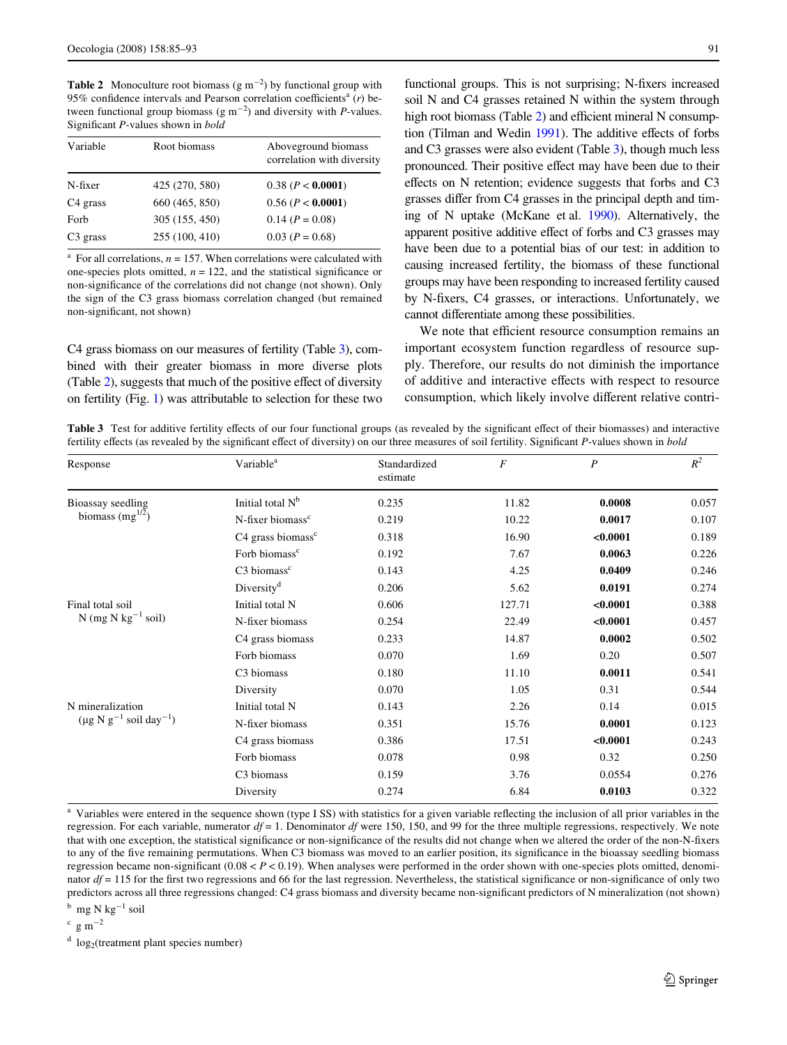**Table 2** Monoculture root biomass (g $m^{-2}$) by functional group with 95% confidence intervals and Pearson correlation coefficients[a] ($r$) between functional group biomass (g $m^{-2}$) and diversity with $P$-values. Significant $P$-values shown in *bold*

| Variable | Root biomass | Aboveground biomass correlation with diversity |
|---|---|---|
| N-fixer | 425 (270, 580) | 0.38 (**$P < 0.0001$**) |
| C4 grass | 660 (465, 850) | 0.56 (**$P < 0.0001$**) |
| Forb | 305 (155, 450) | 0.14 ($P = 0.08$) |
| C3 grass | 255 (100, 410) | 0.03 ($P = 0.68$) |

[a] For all correlations, $n = 157$. When correlations were calculated with one-species plots omitted, $n = 122$, and the statistical significance or non-significance of the correlations did not change (not shown). Only the sign of the C3 grass biomass correlation changed (but remained non-significant, not shown)

C4 grass biomass on our measures of fertility (Table 3), combined with their greater biomass in more diverse plots (Table 2), suggests that much of the positive effect of diversity on fertility (Fig. 1) was attributable to selection for these two functional groups. This is not surprising; N-fixers increased soil N and C4 grasses retained N within the system through high root biomass (Table 2) and efficient mineral N consumption (Tilman and Wedin 1991). The additive effects of forbs and C3 grasses were also evident (Table 3), though much less pronounced. Their positive effect may have been due to their effects on N retention; evidence suggests that forbs and C3 grasses differ from C4 grasses in the principal depth and timing of N uptake (McKane et al. 1990). Alternatively, the apparent positive additive effect of forbs and C3 grasses may have been due to a potential bias of our test: in addition to causing increased fertility, the biomass of these functional groups may have been responding to increased fertility caused by N-fixers, C4 grasses, or interactions. Unfortunately, we cannot differentiate among these possibilities.

We note that efficient resource consumption remains an important ecosystem function regardless of resource supply. Therefore, our results do not diminish the importance of additive and interactive effects with respect to resource consumption, which likely involve different relative contri-

**Table 3** Test for additive fertility effects of our four functional groups (as revealed by the significant effect of their biomasses) and interactive fertility effects (as revealed by the significant effect of diversity) on our three measures of soil fertility. Significant $P$-values shown in *bold*

| Response | Variable[a] | Standardized estimate | $F$ | $P$ | $R^2$ |
|---|---|---|---|---|---|
| Bioassay seedling biomass ($mg^{1/2}$) | Initial total N[b] | 0.235 | 11.82 | **0.0008** | 0.057 |
| | N-fixer biomass[c] | 0.219 | 10.22 | **0.0017** | 0.107 |
| | C4 grass biomass[c] | 0.318 | 16.90 | **<0.0001** | 0.189 |
| | Forb biomass[c] | 0.192 | 7.67 | **0.0063** | 0.226 |
| | C3 biomass[c] | 0.143 | 4.25 | **0.0409** | 0.246 |
| | Diversity[d] | 0.206 | 5.62 | **0.0191** | 0.274 |
| Final total soil N (mg N $kg^{-1}$ soil) | Initial total N | 0.606 | 127.71 | **<0.0001** | 0.388 |
| | N-fixer biomass | 0.254 | 22.49 | **<0.0001** | 0.457 |
| | C4 grass biomass | 0.233 | 14.87 | **0.0002** | 0.502 |
| | Forb biomass | 0.070 | 1.69 | 0.20 | 0.507 |
| | C3 biomass | 0.180 | 11.10 | **0.0011** | 0.541 |
| | Diversity | 0.070 | 1.05 | 0.31 | 0.544 |
| N mineralization (μg N $g^{-1}$ soil $day^{-1}$) | Initial total N | 0.143 | 2.26 | 0.14 | 0.015 |
| | N-fixer biomass | 0.351 | 15.76 | **0.0001** | 0.123 |
| | C4 grass biomass | 0.386 | 17.51 | **<0.0001** | 0.243 |
| | Forb biomass | 0.078 | 0.98 | 0.32 | 0.250 |
| | C3 biomass | 0.159 | 3.76 | 0.0554 | 0.276 |
| | Diversity | 0.274 | 6.84 | **0.0103** | 0.322 |

[a] Variables were entered in the sequence shown (type I SS) with statistics for a given variable reflecting the inclusion of all prior variables in the regression. For each variable, numerator $df = 1$. Denominator $df$ were 150, 150, and 99 for the three multiple regressions, respectively. We note that with one exception, the statistical significance or non-significance of the results did not change when we altered the order of the non-N-fixers to any of the five remaining permutations. When C3 biomass was moved to an earlier position, its significance in the bioassay seedling biomass regression became non-significant ($0.08 < P < 0.19$). When analyses were performed in the order shown with one-species plots omitted, denominator $df = 115$ for the first two regressions and 66 for the last regression. Nevertheless, the statistical significance or non-significance of only two predictors across all three regressions changed: C4 grass biomass and diversity became non-significant predictors of N mineralization (not shown)

[b] mg N $kg^{-1}$ soil

[c] g $m^{-2}$

[d] $\log_2$(treatment plant species number)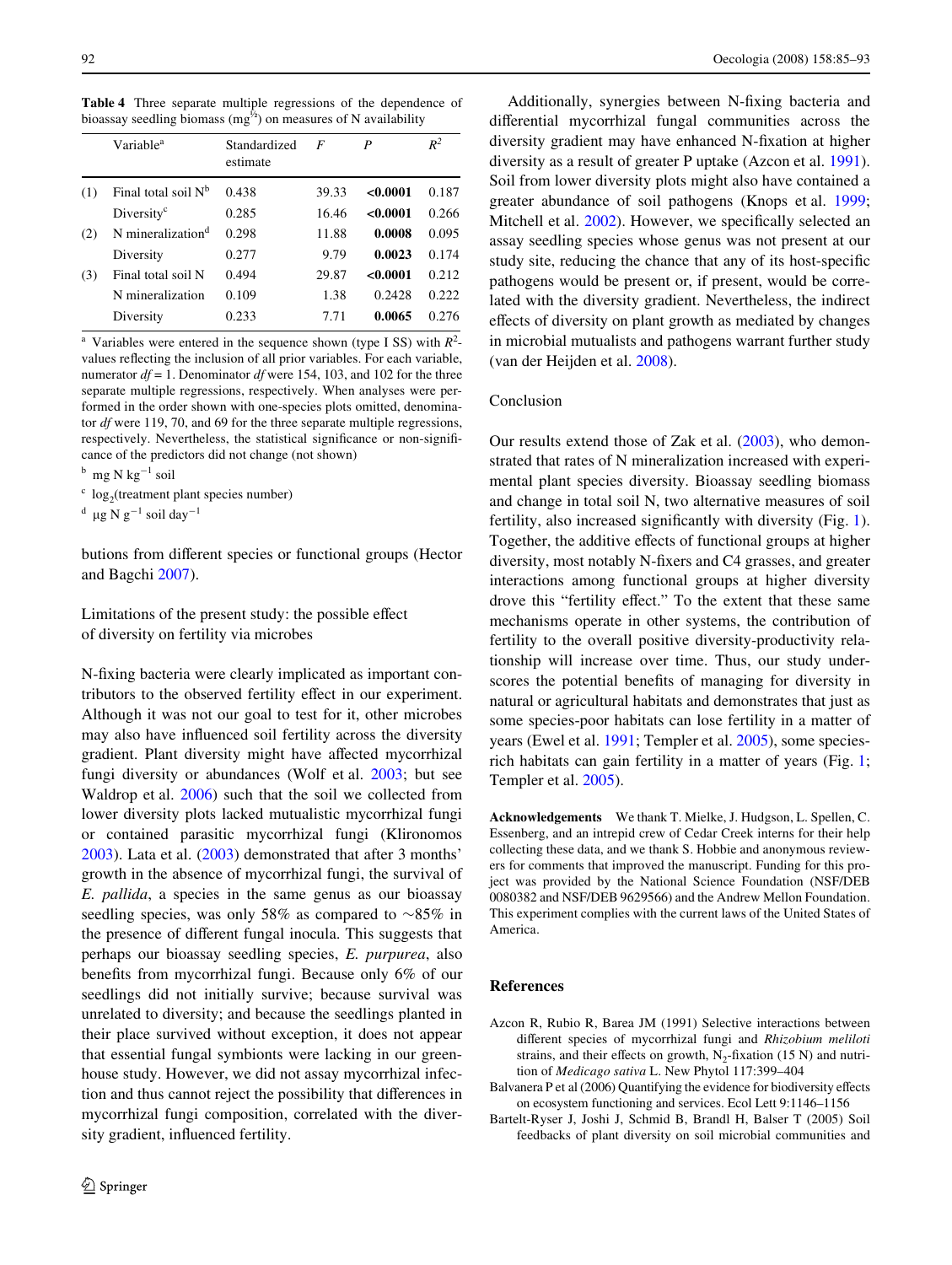**Table 4** Three separate multiple regressions of the dependence of bioassay seedling biomass (mg$^{1/2}$) on measures of N availability

| | Variable[a] | Standardized estimate | $F$ | $P$ | $R^2$ |
|---|---|---|---|---|---|
| (1) | Final total soil N[b] | 0.438 | 39.33 | **<0.0001** | 0.187 |
| | Diversity[c] | 0.285 | 16.46 | **<0.0001** | 0.266 |
| (2) | N mineralization[d] | 0.298 | 11.88 | **0.0008** | 0.095 |
| | Diversity | 0.277 | 9.79 | **0.0023** | 0.174 |
| (3) | Final total soil N | 0.494 | 29.87 | **<0.0001** | 0.212 |
| | N mineralization | 0.109 | 1.38 | 0.2428 | 0.222 |
| | Diversity | 0.233 | 7.71 | **0.0065** | 0.276 |

[a] Variables were entered in the sequence shown (type I SS) with $R^2$-values reflecting the inclusion of all prior variables. For each variable, numerator $df = 1$. Denominator $df$ were 154, 103, and 102 for the three separate multiple regressions, respectively. When analyses were performed in the order shown with one-species plots omitted, denominator $df$ were 119, 70, and 69 for the three separate multiple regressions, respectively. Nevertheless, the statistical significance or non-significance of the predictors did not change (not shown)

[b] mg N kg$^{-1}$ soil

[c] $\log_2$(treatment plant species number)

[d] μg N g$^{-1}$ soil day$^{-1}$

butions from different species or functional groups (Hector and Bagchi 2007).

### Limitations of the present study: the possible effect of diversity on fertility via microbes

N-fixing bacteria were clearly implicated as important contributors to the observed fertility effect in our experiment. Although it was not our goal to test for it, other microbes may also have influenced soil fertility across the diversity gradient. Plant diversity might have affected mycorrhizal fungi diversity or abundances (Wolf et al. 2003; but see Waldrop et al. 2006) such that the soil we collected from lower diversity plots lacked mutualistic mycorrhizal fungi or contained parasitic mycorrhizal fungi (Klironomos 2003). Lata et al. (2003) demonstrated that after 3 months' growth in the absence of mycorrhizal fungi, the survival of *E. pallida*, a species in the same genus as our bioassay seedling species, was only 58% as compared to ~85% in the presence of different fungal inocula. This suggests that perhaps our bioassay seedling species, *E. purpurea*, also benefits from mycorrhizal fungi. Because only 6% of our seedlings did not initially survive; because survival was unrelated to diversity; and because the seedlings planted in their place survived without exception, it does not appear that essential fungal symbionts were lacking in our greenhouse study. However, we did not assay mycorrhizal infection and thus cannot reject the possibility that differences in mycorrhizal fungi composition, correlated with the diversity gradient, influenced fertility.

Additionally, synergies between N-fixing bacteria and differential mycorrhizal fungal communities across the diversity gradient may have enhanced N-fixation at higher diversity as a result of greater P uptake (Azcon et al. 1991). Soil from lower diversity plots might also have contained a greater abundance of soil pathogens (Knops et al. 1999; Mitchell et al. 2002). However, we specifically selected an assay seedling species whose genus was not present at our study site, reducing the chance that any of its host-specific pathogens would be present or, if present, would be correlated with the diversity gradient. Nevertheless, the indirect effects of diversity on plant growth as mediated by changes in microbial mutualists and pathogens warrant further study (van der Heijden et al. 2008).

## Conclusion

Our results extend those of Zak et al. (2003), who demonstrated that rates of N mineralization increased with experimental plant species diversity. Bioassay seedling biomass and change in total soil N, two alternative measures of soil fertility, also increased significantly with diversity (Fig. 1). Together, the additive effects of functional groups at higher diversity, most notably N-fixers and C4 grasses, and greater interactions among functional groups at higher diversity drove this "fertility effect." To the extent that these same mechanisms operate in other systems, the contribution of fertility to the overall positive diversity-productivity relationship will increase over time. Thus, our study underscores the potential benefits of managing for diversity in natural or agricultural habitats and demonstrates that just as some species-poor habitats can lose fertility in a matter of years (Ewel et al. 1991; Templer et al. 2005), some species-rich habitats can gain fertility in a matter of years (Fig. 1; Templer et al. 2005).

**Acknowledgements** We thank T. Mielke, J. Hudgson, L. Spellen, C. Essenberg, and an intrepid crew of Cedar Creek interns for their help collecting these data, and we thank S. Hobbie and anonymous reviewers for comments that improved the manuscript. Funding for this project was provided by the National Science Foundation (NSF/DEB 0080382 and NSF/DEB 9629566) and the Andrew Mellon Foundation. This experiment complies with the current laws of the United States of America.

## References

Azcon R, Rubio R, Barea JM (1991) Selective interactions between different species of mycorrhizal fungi and *Rhizobium meliloti* strains, and their effects on growth, $N_2$-fixation (15 N) and nutrition of *Medicago sativa* L. New Phytol 117:399–404

Balvanera P et al (2006) Quantifying the evidence for biodiversity effects on ecosystem functioning and services. Ecol Lett 9:1146–1156

Bartelt-Ryser J, Joshi J, Schmid B, Brandl H, Balser T (2005) Soil feedbacks of plant diversity on soil microbial communities and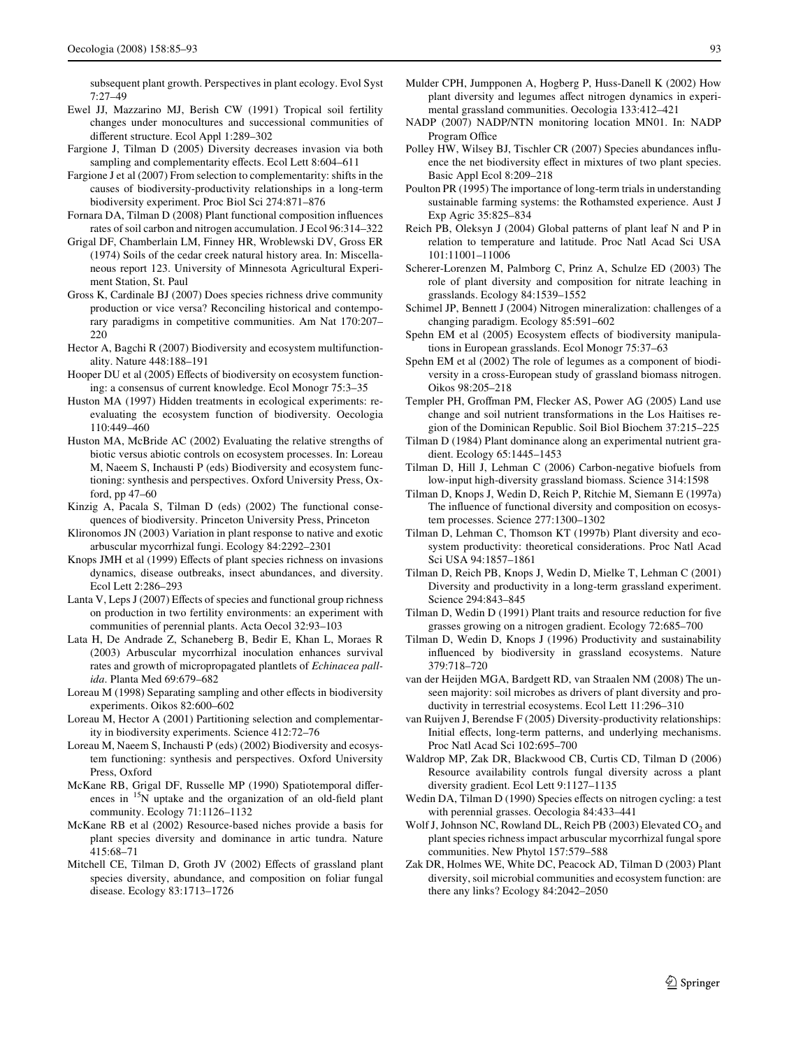subsequent plant growth. Perspectives in plant ecology. Evol Syst 7:27–49

Ewel JJ, Mazzarino MJ, Berish CW (1991) Tropical soil fertility changes under monocultures and successional communities of different structure. Ecol Appl 1:289–302

Fargione J, Tilman D (2005) Diversity decreases invasion via both sampling and complementarity effects. Ecol Lett 8:604–611

Fargione J et al (2007) From selection to complementarity: shifts in the causes of biodiversity-productivity relationships in a long-term biodiversity experiment. Proc Biol Sci 274:871–876

Fornara DA, Tilman D (2008) Plant functional composition influences rates of soil carbon and nitrogen accumulation. J Ecol 96:314–322

Grigal DF, Chamberlain LM, Finney HR, Wroblewski DV, Gross ER (1974) Soils of the cedar creek natural history area. In: Miscellaneous report 123. University of Minnesota Agricultural Experiment Station, St. Paul

Gross K, Cardinale BJ (2007) Does species richness drive community production or vice versa? Reconciling historical and contemporary paradigms in competitive communities. Am Nat 170:207–220

Hector A, Bagchi R (2007) Biodiversity and ecosystem multifunctionality. Nature 448:188–191

Hooper DU et al (2005) Effects of biodiversity on ecosystem functioning: a consensus of current knowledge. Ecol Monogr 75:3–35

Huston MA (1997) Hidden treatments in ecological experiments: re-evaluating the ecosystem function of biodiversity. Oecologia 110:449–460

Huston MA, McBride AC (2002) Evaluating the relative strengths of biotic versus abiotic controls on ecosystem processes. In: Loreau M, Naeem S, Inchausti P (eds) Biodiversity and ecosystem functioning: synthesis and perspectives. Oxford University Press, Oxford, pp 47–60

Kinzig A, Pacala S, Tilman D (eds) (2002) The functional consequences of biodiversity. Princeton University Press, Princeton

Klironomos JN (2003) Variation in plant response to native and exotic arbuscular mycorrhizal fungi. Ecology 84:2292–2301

Knops JMH et al (1999) Effects of plant species richness on invasions dynamics, disease outbreaks, insect abundances, and diversity. Ecol Lett 2:286–293

Lanta V, Leps J (2007) Effects of species and functional group richness on production in two fertility environments: an experiment with communities of perennial plants. Acta Oecol 32:93–103

Lata H, De Andrade Z, Schaneberg B, Bedir E, Khan L, Moraes R (2003) Arbuscular mycorrhizal inoculation enhances survival rates and growth of micropropagated plantlets of *Echinacea pallida*. Planta Med 69:679–682

Loreau M (1998) Separating sampling and other effects in biodiversity experiments. Oikos 82:600–602

Loreau M, Hector A (2001) Partitioning selection and complementarity in biodiversity experiments. Science 412:72–76

Loreau M, Naeem S, Inchausti P (eds) (2002) Biodiversity and ecosystem functioning: synthesis and perspectives. Oxford University Press, Oxford

McKane RB, Grigal DF, Russelle MP (1990) Spatiotemporal differences in $^{15}$N uptake and the organization of an old-field plant community. Ecology 71:1126–1132

McKane RB et al (2002) Resource-based niches provide a basis for plant species diversity and dominance in artic tundra. Nature 415:68–71

Mitchell CE, Tilman D, Groth JV (2002) Effects of grassland plant species diversity, abundance, and composition on foliar fungal disease. Ecology 83:1713–1726

Mulder CPH, Jumpponen A, Hogberg P, Huss-Danell K (2002) How plant diversity and legumes affect nitrogen dynamics in experimental grassland communities. Oecologia 133:412–421

NADP (2007) NADP/NTN monitoring location MN01. In: NADP Program Office

Polley HW, Wilsey BJ, Tischler CR (2007) Species abundances influence the net biodiversity effect in mixtures of two plant species. Basic Appl Ecol 8:209–218

Poulton PR (1995) The importance of long-term trials in understanding sustainable farming systems: the Rothamsted experience. Aust J Exp Agric 35:825–834

Reich PB, Oleksyn J (2004) Global patterns of plant leaf N and P in relation to temperature and latitude. Proc Natl Acad Sci USA 101:11001–11006

Scherer-Lorenzen M, Palmborg C, Prinz A, Schulze ED (2003) The role of plant diversity and composition for nitrate leaching in grasslands. Ecology 84:1539–1552

Schimel JP, Bennett J (2004) Nitrogen mineralization: challenges of a changing paradigm. Ecology 85:591–602

Spehn EM et al (2005) Ecosystem effects of biodiversity manipulations in European grasslands. Ecol Monogr 75:37–63

Spehn EM et al (2002) The role of legumes as a component of biodiversity in a cross-European study of grassland biomass nitrogen. Oikos 98:205–218

Templer PH, Groffman PM, Flecker AS, Power AG (2005) Land use change and soil nutrient transformations in the Los Haitises region of the Dominican Republic. Soil Biol Biochem 37:215–225

Tilman D (1984) Plant dominance along an experimental nutrient gradient. Ecology 65:1445–1453

Tilman D, Hill J, Lehman C (2006) Carbon-negative biofuels from low-input high-diversity grassland biomass. Science 314:1598

Tilman D, Knops J, Wedin D, Reich P, Ritchie M, Siemann E (1997a) The influence of functional diversity and composition on ecosystem processes. Science 277:1300–1302

Tilman D, Lehman C, Thomson KT (1997b) Plant diversity and ecosystem productivity: theoretical considerations. Proc Natl Acad Sci USA 94:1857–1861

Tilman D, Reich PB, Knops J, Wedin D, Mielke T, Lehman C (2001) Diversity and productivity in a long-term grassland experiment. Science 294:843–845

Tilman D, Wedin D (1991) Plant traits and resource reduction for five grasses growing on a nitrogen gradient. Ecology 72:685–700

Tilman D, Wedin D, Knops J (1996) Productivity and sustainability influenced by biodiversity in grassland ecosystems. Nature 379:718–720

van der Heijden MGA, Bardgett RD, van Straalen NM (2008) The unseen majority: soil microbes as drivers of plant diversity and productivity in terrestrial ecosystems. Ecol Lett 11:296–310

van Ruijven J, Berendse F (2005) Diversity-productivity relationships: Initial effects, long-term patterns, and underlying mechanisms. Proc Natl Acad Sci 102:695–700

Waldrop MP, Zak DR, Blackwood CB, Curtis CD, Tilman D (2006) Resource availability controls fungal diversity across a plant diversity gradient. Ecol Lett 9:1127–1135

Wedin DA, Tilman D (1990) Species effects on nitrogen cycling: a test with perennial grasses. Oecologia 84:433–441

Wolf J, Johnson NC, Rowland DL, Reich PB (2003) Elevated $CO_2$ and plant species richness impact arbuscular mycorrhizal fungal spore communities. New Phytol 157:579–588

Zak DR, Holmes WE, White DC, Peacock AD, Tilman D (2003) Plant diversity, soil microbial communities and ecosystem function: are there any links? Ecology 84:2042–2050